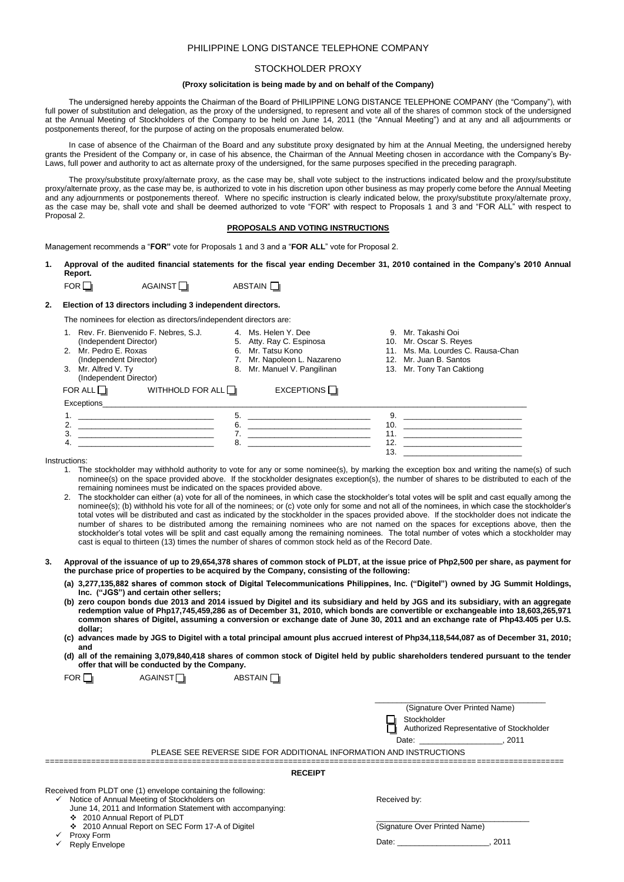# PHILIPPINE LONG DISTANCE TELEPHONE COMPANY

## STOCKHOLDER PROXY

**(Proxy solicitation is being made by and on behalf of the Company)**

The undersigned hereby appoints the Chairman of the Board of PHILIPPINE LONG DISTANCE TELEPHONE COMPANY (the "Company"), with full power of substitution and delegation, as the proxy of the undersigned, to represent and vote all of the shares of common stock of the undersigned at the Annual Meeting of Stockholders of the Company to be held on June 14, 2011 (the "Annual Meeting") and at any and all adjournments or postponements thereof, for the purpose of acting on the proposals enumerated below.

In case of absence of the Chairman of the Board and any substitute proxy designated by him at the Annual Meeting, the undersigned hereby grants the President of the Company or, in case of his absence, the Chairman of the Annual Meeting chosen in accordance with the Company's By-Laws, full power and authority to act as alternate proxy of the undersigned, for the same purposes specified in the preceding paragraph.

The proxy/substitute proxy/alternate proxy, as the case may be, shall vote subject to the instructions indicated below and the proxy/substitute proxy/alternate proxy, as the case may be, is authorized to vote in his discretion upon other business as may properly come before the Annual Meeting and any adjournments or postponements thereof. Where no specific instruction is clearly indicated below, the proxy/substitute proxy/alternate proxy, as the case may be, shall vote and shall be deemed authorized to vote "FOR" with respect to Proposals 1 and 3 and "FOR ALL" with respect to Proposal 2.

**PROPOSALS AND VOTING INSTRUCTIONS**

Management recommends a "**FOR"** vote for Proposals 1 and 3 and a "**FOR ALL**" vote for Proposal 2.

**1. Approval of the audited financial statements for the fiscal year ending December 31, 2010 contained in the Company's 2010 Annual Report.**

FOR ☐ AGAINST ☐ ABSTAIN ☐

**2. Election of 13 directors including 3 independent directors.**

The nominees for election as directors/independent directors are:

1. Rev. Fr. Bienvenido F. Nebres, S.J. (Independent Director)
2. Mr. Pedro E. Roxas (Independent Director)
3. Mr. Alfred V. Ty (Independent Director)
4. Ms. Helen Y. Dee
5. Atty. Ray C. Espinosa
6. Mr. Tatsu Kono
7. Mr. Napoleon L. Nazareno
8. Mr. Manuel V. Pangilinan
9. Mr. Takashi Ooi
10. Mr. Oscar S. Reyes
11. Ms. Ma. Lourdes C. Rausa-Chan
12. Mr. Juan B. Santos
13. Mr. Tony Tan Caktiong

FOR ALL ☐ WITHHOLD FOR ALL ☐ EXCEPTIONS ☐

Exceptions\_\_\_\_\_\_\_\_\_\_\_\_\_\_\_\_\_\_\_\_\_\_\_\_\_\_\_\_\_\_\_\_\_\_\_\_\_\_\_\_\_\_\_\_

1. \_\_\_\_\_\_\_\_\_\_\_\_\_\_\_\_\_\_\_\_
2. \_\_\_\_\_\_\_\_\_\_\_\_\_\_\_\_\_\_\_\_
3. \_\_\_\_\_\_\_\_\_\_\_\_\_\_\_\_\_\_\_\_
4. \_\_\_\_\_\_\_\_\_\_\_\_\_\_\_\_\_\_\_\_
5. \_\_\_\_\_\_\_\_\_\_\_\_\_\_\_\_\_\_\_\_
6. \_\_\_\_\_\_\_\_\_\_\_\_\_\_\_\_\_\_\_\_
7. \_\_\_\_\_\_\_\_\_\_\_\_\_\_\_\_\_\_\_\_
8. \_\_\_\_\_\_\_\_\_\_\_\_\_\_\_\_\_\_\_\_
9. \_\_\_\_\_\_\_\_\_\_\_\_\_\_\_\_\_\_\_\_
10. \_\_\_\_\_\_\_\_\_\_\_\_\_\_\_\_\_\_\_\_
11. \_\_\_\_\_\_\_\_\_\_\_\_\_\_\_\_\_\_\_\_
12. \_\_\_\_\_\_\_\_\_\_\_\_\_\_\_\_\_\_\_\_
13. \_\_\_\_\_\_\_\_\_\_\_\_\_\_\_\_\_\_\_\_

Instructions:

1. The stockholder may withhold authority to vote for any or some nominee(s), by marking the exception box and writing the name(s) of such nominee(s) on the space provided above. If the stockholder designates exception(s), the number of shares to be distributed to each of the remaining nominees must be indicated on the spaces provided above.
2. The stockholder can either (a) vote for all of the nominees, in which case the stockholder's total votes will be split and cast equally among the nominee(s); (b) withhold his vote for all of the nominees; or (c) vote only for some and not all of the nominees, in which case the stockholder's total votes will be distributed and cast as indicated by the stockholder in the spaces provided above. If the stockholder does not indicate the number of shares to be distributed among the remaining nominees who are not named on the spaces for exceptions above, then the stockholder's total votes will be split and cast equally among the remaining nominees. The total number of votes which a stockholder may cast is equal to thirteen (13) times the number of shares of common stock held as of the Record Date.

**3. Approval of the issuance of up to 29,654,378 shares of common stock of PLDT, at the issue price of Php2,500 per share, as payment for the purchase price of properties to be acquired by the Company, consisting of the following:**

**(a) 3,277,135,882 shares of common stock of Digital Telecommunications Philippines, Inc. ("Digitel") owned by JG Summit Holdings, Inc. ("JGS") and certain other sellers;**

**(b) zero coupon bonds due 2013 and 2014 issued by Digitel and its subsidiary and held by JGS and its subsidiary, with an aggregate redemption value of Php17,745,459,286 as of December 31, 2010, which bonds are convertible or exchangeable into 18,603,265,971 common shares of Digitel, assuming a conversion or exchange date of June 30, 2011 and an exchange rate of Php43.405 per U.S. dollar;**

**(c) advances made by JGS to Digitel with a total principal amount plus accrued interest of Php34,118,544,087 as of December 31, 2010; and**

**(d) all of the remaining 3,079,840,418 shares of common stock of Digitel held by public shareholders tendered pursuant to the tender offer that will be conducted by the Company.**

FOR ☐ AGAINST ☐ ABSTAIN ☐

\_\_\_\_\_\_\_\_\_\_\_\_\_\_\_\_\_\_\_\_\_\_\_\_\_\_\_\_\_\_
(Signature Over Printed Name)

☐ Stockholder
☐ Authorized Representative of Stockholder

Date: \_\_\_\_\_\_\_\_\_\_\_\_\_\_\_\_\_\_, 2011

PLEASE SEE REVERSE SIDE FOR ADDITIONAL INFORMATION AND INSTRUCTIONS

---

**RECEIPT**

Received from PLDT one (1) envelope containing the following:

- ✓ Notice of Annual Meeting of Stockholders on June 14, 2011 and Information Statement with accompanying:
  - ❖ 2010 Annual Report of PLDT
  - ❖ 2010 Annual Report on SEC Form 17-A of Digitel
- ✓ Proxy Form
- ✓ Reply Envelope

Received by:

\_\_\_\_\_\_\_\_\_\_\_\_\_\_\_\_\_\_\_\_\_\_\_\_\_\_\_\_\_\_
(Signature Over Printed Name)

Date: \_\_\_\_\_\_\_\_\_\_\_\_\_\_\_\_\_\_, 2011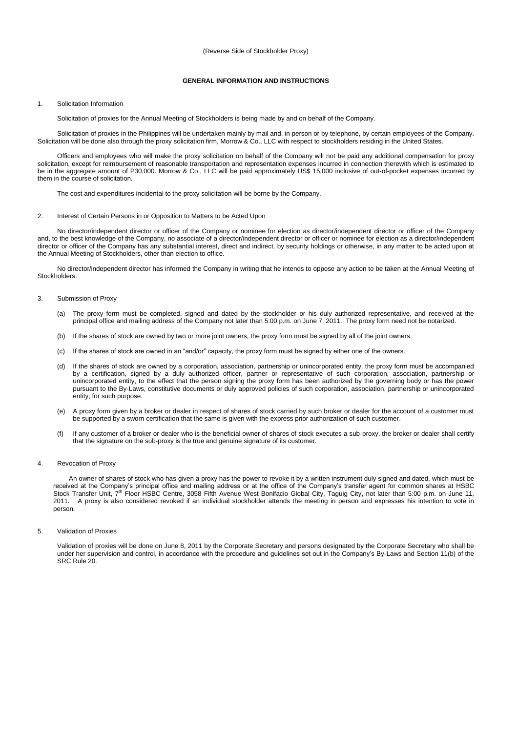(Reverse Side of Stockholder Proxy)

## GENERAL INFORMATION AND INSTRUCTIONS

1. Solicitation Information

Solicitation of proxies for the Annual Meeting of Stockholders is being made by and on behalf of the Company.

Solicitation of proxies in the Philippines will be undertaken mainly by mail and, in person or by telephone, by certain employees of the Company. Solicitation will be done also through the proxy solicitation firm, Morrow & Co., LLC with respect to stockholders residing in the United States.

Officers and employees who will make the proxy solicitation on behalf of the Company will not be paid any additional compensation for proxy solicitation, except for reimbursement of reasonable transportation and representation expenses incurred in connection therewith which is estimated to be in the aggregate amount of P30,000. Morrow & Co., LLC will be paid approximately US$ 15,000 inclusive of out-of-pocket expenses incurred by them in the course of solicitation.

The cost and expenditures incidental to the proxy solicitation will be borne by the Company.

2. Interest of Certain Persons in or Opposition to Matters to be Acted Upon

No director/independent director or officer of the Company or nominee for election as director/independent director or officer of the Company and, to the best knowledge of the Company, no associate of a director/independent director or officer or nominee for election as a director/independent director or officer of the Company has any substantial interest, direct and indirect, by security holdings or otherwise, in any matter to be acted upon at the Annual Meeting of Stockholders, other than election to office.

No director/independent director has informed the Company in writing that he intends to oppose any action to be taken at the Annual Meeting of Stockholders.

3. Submission of Proxy

   (a) The proxy form must be completed, signed and dated by the stockholder or his duly authorized representative, and received at the principal office and mailing address of the Company not later than 5:00 p.m. on June 7, 2011. The proxy form need not be notarized.

   (b) If the shares of stock are owned by two or more joint owners, the proxy form must be signed by all of the joint owners.

   (c) If the shares of stock are owned in an "and/or" capacity, the proxy form must be signed by either one of the owners.

   (d) If the shares of stock are owned by a corporation, association, partnership or unincorporated entity, the proxy form must be accompanied by a certification, signed by a duly authorized officer, partner or representative of such corporation, association, partnership or unincorporated entity, to the effect that the person signing the proxy form has been authorized by the governing body or has the power pursuant to the By-Laws, constitutive documents or duly approved policies of such corporation, association, partnership or unincorporated entity, for such purpose.

   (e) A proxy form given by a broker or dealer in respect of shares of stock carried by such broker or dealer for the account of a customer must be supported by a sworn certification that the same is given with the express prior authorization of such customer.

   (f) If any customer of a broker or dealer who is the beneficial owner of shares of stock executes a sub-proxy, the broker or dealer shall certify that the signature on the sub-proxy is the true and genuine signature of its customer.

4. Revocation of Proxy

An owner of shares of stock who has given a proxy has the power to revoke it by a written instrument duly signed and dated, which must be received at the Company's principal office and mailing address or at the office of the Company's transfer agent for common shares at HSBC Stock Transfer Unit, 7th Floor HSBC Centre, 3058 Fifth Avenue West Bonifacio Global City, Taguig City, not later than 5:00 p.m. on June 11, 2011. A proxy is also considered revoked if an individual stockholder attends the meeting in person and expresses his intention to vote in person.

5. Validation of Proxies

Validation of proxies will be done on June 8, 2011 by the Corporate Secretary and persons designated by the Corporate Secretary who shall be under her supervision and control, in accordance with the procedure and guidelines set out in the Company's By-Laws and Section 11(b) of the SRC Rule 20.